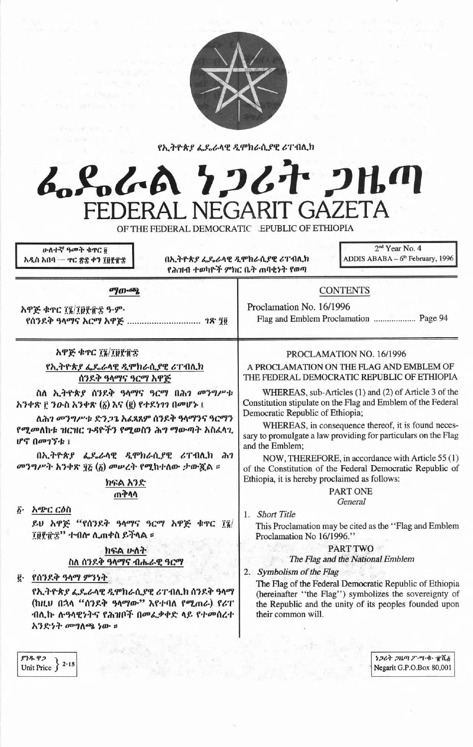የኢትዮጵያ ፌዴራላዊ ዲሞክራሲያዊ ሪፐብሊክ

# ፌዴራል ነጋሪት ጋዜጣ
# FEDERAL NEGARIT GAZETA

OF THE FEDERAL DEMOCRATIC REPUBLIC OF ETHIOPIA

ሁለተኛ ዓመት ቁጥር ፬
አዲስ አበባ — ጥር ፳፰ ቀን ፲፱፻፹፰

በኢትዮጵያ ፌዴራላዊ ዲሞክራሲያዊ ሪፐብሊክ
የሕዝብ ተወካዮች ምክር ቤት ጠባቂነት የወጣ

2nd Year No. 4
ADDIS ABABA – 6th February, 1996

## ማውጫ

አዋጅ ቁጥር ፲፮/፲፱፻፹፰ ዓ.ም.
የሰንደቅ ዓላማና አርማ አዋጅ ..................... ገጽ ፺፬

## CONTENTS

Proclamation No. 16/1996
Flag and Emblem Proclamation .................. Page 94

## አዋጅ ቁጥር ፲፮/፲፱፻፹፰

### የኢትዮጵያ ፌዴራላዊ ዲሞክራሲያዊ ሪፐብሊክ ሰንደቅ ዓላማና ዓርማ አዋጅ

ስለ ኢትዮጵያ ሰንደቅ ዓላማና ዓርማ በሕገ መንግሥቱ አንቀጽ ፫ ንዑስ አንቀጽ (፩) እና (፪) የተደነገገ በመሆኑ ፤

ለሕገ መንግሥቱ ድንጋጌ አፈጻጸም ሰንደቅ ዓላማንና ዓርማን የሚመለከቱ ዝርዝር ጉዳዮችን የሚወስን ሕግ ማውጣት አስፈላጊ ሆኖ በመገኘቱ ፤

በኢትዮጵያ ፌዴራላዊ ዲሞክራሲያዊ ሪፐብሊክ ሕገ መንግሥት አንቀጽ ፶፭ (፩) መሠረት የሚከተለው ታውጇል ።

### ክፍል አንድ
### ጠቅላላ

፩· አጭር ርዕስ

ይህ አዋጅ "የሰንደቅ ዓላማና ዓርማ አዋጅ ቁጥር ፲፮/፲፱፻፹፰" ተብሎ ሊጠቀስ ይችላል ።

### ክፍል ሁለት
### ስለ ሰንደቅ ዓላማና ብሔራዊ ዓርማ

፪· የሰንደቅ ዓላማ ምንነት

የኢትዮጵያ ፌዴራላዊ ዲሞክራሲያዊ ሪፐብሊክ ሰንደቅ ዓላማ (ከዚህ በኋላ "ሰንደቅ ዓላማው" እየተባለ የሚጠራ) የሪፐብሊኩ ሉዓላዊነትና የሕዝቦች በመፈቃቀድ ላይ የተመሰረተ አንድነት መግለጫ ነው ።

## PROCLAMATION NO. 16/1996

### A PROCLAMATION ON THE FLAG AND EMBLEM OF THE FEDERAL DEMOCRATIC REPUBLIC OF ETHIOPIA

WHEREAS, sub-Articles (1) and (2) of Article 3 of the Constitution stipulate on the Flag and Emblem of the Federal Democratic Republic of Ethiopia;

WHEREAS, in consequence thereof, it is found necessary to promulgate a law providing for particulars on the Flag and the Emblem;

NOW, THEREFORE, in accordance with Article 55 (1) of the Constitution of the Federal Democratic Republic of Ethiopia, it is hereby proclaimed as follows:

### PART ONE
*General*

1. *Short Title*

This Proclamation may be cited as the "Flag and Emblem Proclamation No 16/1996."

### PART TWO
*The Flag and the National Emblem*

2. *Symbolism of the Flag*

The Flag of the Federal Democratic Republic of Ethiopia (hereinafter "the Flag") symbolizes the sovereignty of the Republic and the unity of its peoples founded upon their common will.

ያንዱ ዋጋ
Unit Price 2·15

ነጋሪት ጋዜጣ ፖ·ሣ·ቁ· ፹ሺ፩
Negarit G.P.O.Box 80,001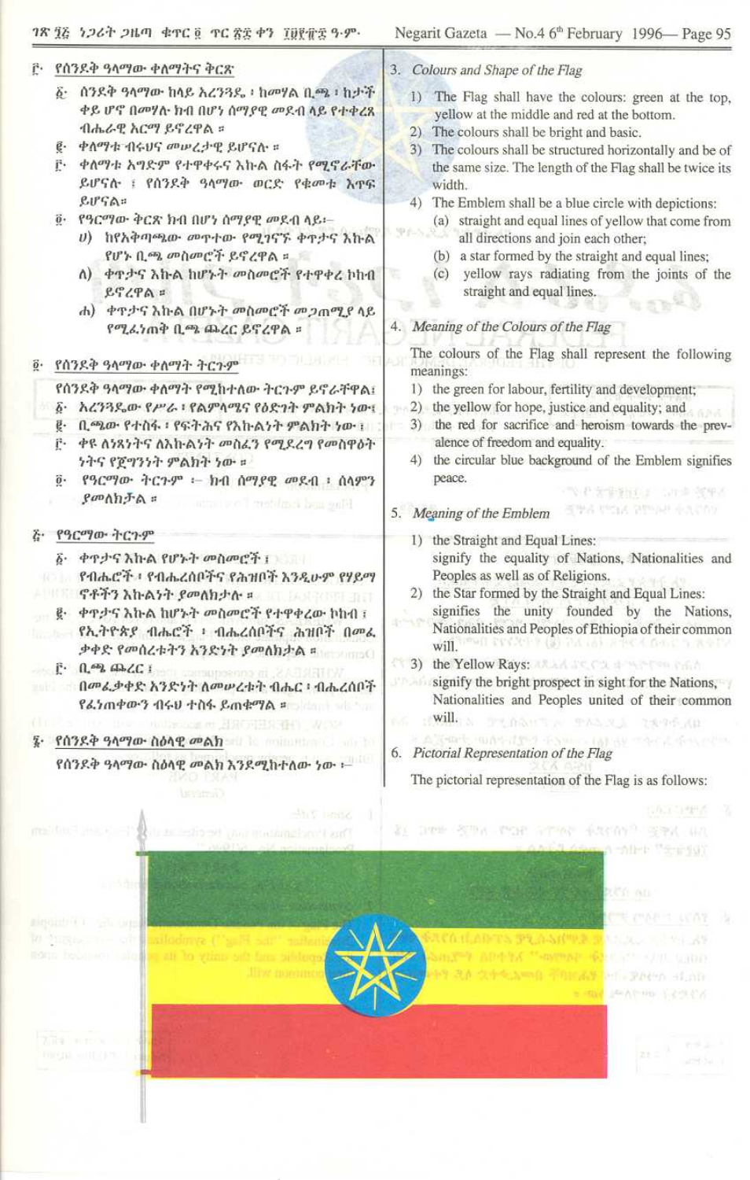፫· የሰንደቅ ዓላማው ቀለማትና ቅርጽ

፩· ሰንደቅ ዓላማው ከላይ አረንጓዴ ፣ ከመሃል ቢጫ ፣ ከታች ቀይ ሆኖ በመሃሉ ክብ በሆነ ሰማያዊ መደብ ላይ የተቀረጸ ብሔራዊ አርማ ይኖረዋል ።

፪· ቀለማቱ ብሩህና መሠረታዊ ይሆናሉ ።

፫· ቀለማቱ አግድም የተዋቀሩና እኩል ስፋት የሚኖራቸው ይሆናሉ ፣ የሰንደቅ ዓላማው ወርድ የቁመቱ እጥፍ ይሆናል።

፬· የዓርማው ቅርጽ ክብ በሆነ ሰማያዊ መደብ ላይ፦

ሀ) ከየአቅጣጫው መጥተው የሚገናኙ ቀጥታና እኩል የሆኑ ቢጫ መስመሮች ይኖረዋል ።

ለ) ቀጥታና እኩል ከሆኑት መስመሮች የተዋቀረ ኮከብ ይኖረዋል ።

ሐ) ቀጥታና እኩል በሆኑት መስመሮች መጋጠሚያ ላይ የሚፈነጠቅ ቢጫ ጨረር ይኖረዋል ።

፬· የሰንደቅ ዓላማው ቀለማት ትርጉም

የሰንደቅ ዓላማው ቀለማት የሚከተለው ትርጉም ይኖራቸዋል፤

፩· አረንጓዴው የሥራ ፣ የልምላሜና የዕድገት ምልክት ነው፤

፪· ቢጫው የተስፋ ፣ የፍትሕና የእኩልነት ምልክት ነው ፤

፫· ቀዩ ለነጻነትና ለእኩልነት መስፈን የሚደረግ የመስዋዕትነትና የጀግንነት ምልክት ነው ።

፬· የዓርማው ትርጉም ፦ ክብ ሰማያዊ መደብ ፣ ሰላምን ያመለክታል ።

፭· የዓርማው ትርጉም

፩· ቀጥታና እኩል የሆኑት መስመሮች ፤ የብሔሮች ፣ የብሔረሰቦች የሕዝቦች እንዲሁም የሃይማኖቶችን እኩልነት ያመለክታሉ ።

፪· ቀጥታና እኩል ከሆኑት መስመሮች የተዋቀረው ኮከብ ፤ የኢትዮጵያ ብሔሮች ፣ ብሔረሰቦችና ሕዝቦች በመፈቃቀድ የመሰረቱትን አንድነት ያመለክታል ።

፫· ቢጫ ጨረር ፤ በመፈቃቀድ አንድነት ለመሠረቱት ብሔር ፣ ብሔረሰቦች የፈነጠቀውን ብሩህ ተስፋ ይጠቁማል ።

፮· የሰንደቅ ዓላማው ስዕላዊ መልክ

የሰንደቅ ዓላማው ስዕላዊ መልክ እንደሚከተለው ነው ፦

3. *Colours and Shape of the Flag*

1) The Flag shall have the colours: green at the top, yellow at the middle and red at the bottom.
2) The colours shall be bright and basic.
3) The colours shall be structured horizontally and be of the same size. The length of the Flag shall be twice its width.
4) The Emblem shall be a blue circle with depictions:
   (a) straight and equal lines of yellow that come from all directions and join each other;
   (b) a star formed by the straight and equal lines;
   (c) yellow rays radiating from the joints of the straight and equal lines.

4. *Meaning of the Colours of the Flag*

The colours of the Flag shall represent the following meanings:

1) the green for labour, fertility and development;
2) the yellow for hope, justice and equality; and
3) the red for sacrifice and heroism towards the prevalence of freedom and equality.
4) the circular blue background of the Emblem signifies peace.

5. *Meaning of the Emblem*

1) the Straight and Equal Lines:
   signify the equality of Nations, Nationalities and Peoples as well as of Religions.
2) the Star formed by the Straight and Equal Lines:
   signifies the unity founded by the Nations, Nationalities and Peoples of Ethiopia of their common will.
3) the Yellow Rays:
   signify the bright prospect in sight for the Nations, Nationalities and Peoples united of their common will.

6. *Pictorial Representation of the Flag*

The pictorial representation of the Flag is as follows: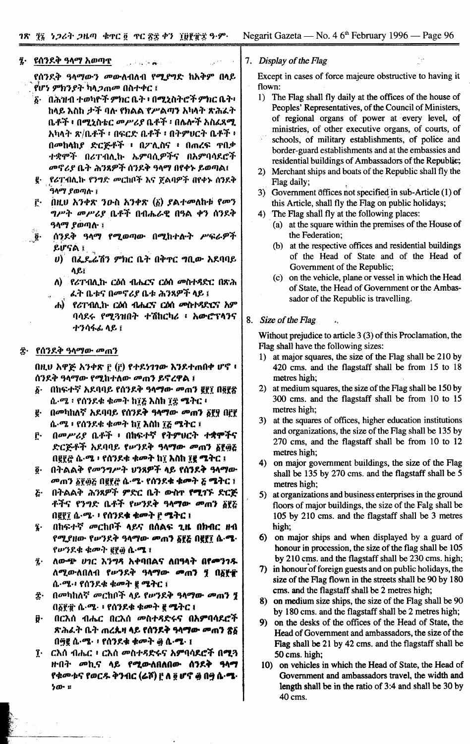## ፯· የሰንደቅ ዓላማ አወጣጥ

የሰንደቅ ዓላማውን መውለብለብ የሚያግድ ከአቅም በላይ የሆነ ምክንያት ካላጋጠመ በስተቀር ፤

፩· በሕዝብ ተወካዮች ምክር ቤት ፣ በሚኒስትሮች ምክር ቤት ፣ ከላይ እስከ ታች ባሉ የክልል የሥልጣን አካላት ጽሕፈት ቤቶች ፣ በሚኒስቴር መሥሪያ ቤቶች ፣ በሌሎች አስፈጻሚ አካላት ጽ/ቤቶች ፣ በፍርድ ቤቶች ፣ በትምህርት ቤቶች ፣ በመከላከያ ድርጅቶች ፣ በፖሊስና ፣ በጠረፍ ጥበቃ ተቋሞች በሪፐብሊኩ ኤምባሲዎችና በአምባሳደሮች መኖሪያ ቤት ሕንጻዎች ሰንደቅ ዓላማ በየቀኑ ይወጣል፤

፪· የሪፐብሊኩ የንግድ መርከቦች እና ጀልባዎች በየቀኑ ሰንደቅ ዓላማ ያወጣሉ ፤

፫· በዚህ አንቀጽ ንዑስ አንቀጽ (፩) ያልተመለከቱ የመንግሥት መሥሪያ ቤቶች በብሔራዊ በዓል ቀን ሰንደቅ ዓላማ ያወጣሉ ፤

፬· ሰንደቅ ዓላማ የሚወጣው በሚከተሉት ሥፍራዎች ይሆናል ፤

ሀ) በፌዴሬሽን ምክር ቤት በቅጥር ግቢው አደባባይ ላይ፤

ለ) የሪፐብሊኩ ርዕሰ ብሔርና ርዕሰ መስተዳድር በጽሕፈት ቤቱና በመኖሪያ ቤቱ ሕንጻዎች ላይ ፤

ሐ) የሪፐብሊኩ ርዕሰ ብሔርና ርዕሰ መስተዳድርና አምባሳደሩ የሚጓዙበት ተሽከርካሪ ፣ አውሮፕላንና ተንሳፋፊ ላይ ፤

## ፰· የሰንደቅ ዓላማው መጠን

በዚህ አዋጅ አንቀጽ ፫ (፫) የተደነገገው እንደተጠበቀ ሆኖ ፣ ሰንደቅ ዓላማው የሚከተለው መጠን ይኖረዋል ፤

፩· በከፍተኛ አደባባይ የሰንደቅ ዓላማው መጠን ፪፻፲ በ፬፻፳ ሴ·ሜ ፣ የሰንደቁ ቁመት ከ፲፭ እስከ ፲፰ ሜትር ፣

፪· በመካከለኛ አደባባይ የሰንደቅ ዓላማው መጠን ፩፻፶ በ፫፻ ሴ·ሜ ፣ የሰንደቁ ቁመት ከ፲ እስከ ፲፭ ሜትር ፤

፫· በመሥሪያ ቤቶች ፣ በከፍተኛ የትምህርት ተቋሞችና ድርጅቶች አደባባይ የሠንደቅ ዓላማው መጠን ፩፻፴፭ በ፪፻፸ ሴ·ሜ ፣ የሰንደቁ ቁመት ከ፲ እስከ ፲፪ ሜትር ፤

፬· በትልልቅ የመንግሥት ህንጻዎች ላይ የሰንደቅ ዓላማው መጠን ፩፻፴፭ በ፪፻፸ ሴ·ሜ· የሰንደቁ ቁመት ፭ ሜትር ፤

፭· በትልልቅ ሕንጻዎች ምድር ቤት ውስጥ የሚገኙ ድርጅቶችና የንግድ ቤቶች የሠንደቅ ዓላማው መጠን ፩፻፭ በ፪፻፲ ሴ·ሜ· ፣ የሰንደቁ ቁመት ፫ ሜትር ፤

፮· በከፍተኛ መርከቦች ላይና በሰልፍ ጊዜ በክብር ዘብ የሚያዘው የሠንደቅ ዓላማው መጠን ፩፻፭ በ፪፻፲ ሴ·ሜ· የሠንደቁ ቁመት ፪፻፴ ሴ·ሜ ፤

፯· ለውጭ ሀገር እንግዳ አቀባበልና ለበዓላት በየመንገዱ ለሚውለበለብ የሠንደቅ ዓላማው መጠን ፺ በ፩፻፹ ሴ·ሜ·፣ የሰንደቁ ቁመት ፪ ሜትር ፤

፰· በመካከለኛ መርከቦች ላይ የሠንደቅ ዓላማው መጠን ፺ በ፩፻፹ ሴ·ሜ· ፣ የሰንደቁ ቁመት ፪ ሜትር ፤

፱· በርእሰ ብሔር በርእሰ መስተዳድሩና በአምባሳደሮች ጽሕፈት ቤት ጠረጴዛ ላይ የሰንደቅ ዓላማው መጠን ፳፩ በ፵፪ ሴ·ሜ· ፣ የሰንደቁ ቁመት ፶ ሴ·ሜ· ፤

፲· ርእሰ ብሔር ፣ ርእሰ መስተዳድሩና አምባሳደሮች በሚጓዙበት መኪና ላይ የሚውለበለበው ሰንደቅ ዓላማ የቁመቱና የወርዱ ቅንብር (ሬሾ) ፫ ለ ፬ ሆኖ ፴ በ፵ ሴ·ሜ· ነው ።

## 7. *Display of the Flag*

Except in cases of force majeure obstructive to having it flown:

1) The Flag shall fly daily at the offices of the house of Peoples' Representatives, of the Council of Ministers, of regional organs of power at every level, of ministries, of other executive organs, of courts, of schools, of military establishments, of police and border-guard establishments and at the embassies and residential buildings of Ambassadors of the Republic;
2) Merchant ships and boats of the Republic shall fly the Flag daily;
3) Government offices not specified in sub-Article (1) of this Article, shall fly the Flag on public holidays;
4) The Flag shall fly at the following places:
   (a) at the square within the premises of the House of the Federation;
   (b) at the respective offices and residential buildings of the Head of State and of the Head of Government of the Republic;
   (c) on the vehicle, plane or vessel in which the Head of State, the Head of Government or the Ambassador of the Republic is travelling.

## 8. *Size of the Flag*

Without prejudice to article 3 (3) of this Proclamation, the Flag shall have the following sizes:

1) at major squares, the size of the Flag shall be 210 by 420 cms. and the flagstaff shall be from 15 to 18 metres high;
2) at medium squares, the size of the Flag shall be 150 by 300 cms. and the flagstaff shall be from 10 to 15 metres high;
3) at the squares of offices, higher education institutions and organizations, the size of the Flag shall be 135 by 270 cms, and the flagstaff shall be from 10 to 12 metres high;
4) on major government buildings, the size of the Flag shall be 135 by 270 cms. and the flagstaff shall be 5 metres high;
5) at organizations and business enterprises in the ground floors of major buildings, the size of the Falg shall be 105 by 210 cms. and the flagstaff shall be 3 metres high;
6) on major ships and when displayed by a guard of honour in procession, the size of the flag shall be 105 by 210 cms. and the flagstaff shall be 230 cms. high;
7) in honour of foreign guests and on public holidays, the size of the Flag flown in the streets shall be 90 by 180 cms. and the flagstaff shall be 2 metres high;
8) on medium size ships, the size of the Flag shall be 90 by 180 cms. and the flagstaff shall be 2 metres high;
9) on the desks of the offices of the Head of State, the Head of Government and ambassadors, the size of the Flag shall be 21 by 42 cms. and the flagstaff shall be 50 cms. high;
10) on vehicles in which the Head of State, the Head of Government and ambassadors travel, the width and length shall be in the ratio of 3:4 and shall be 30 by 40 cms.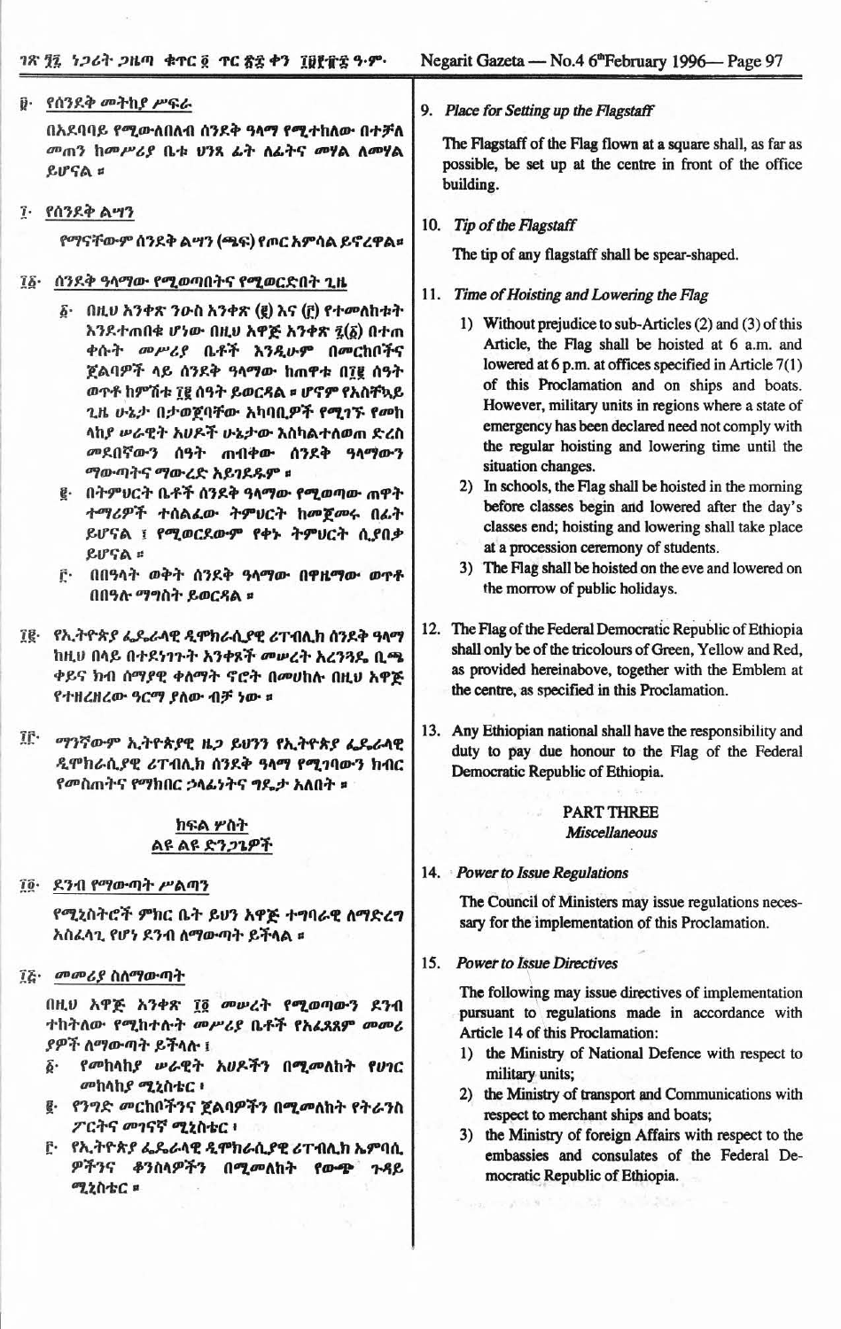፱· የሰንደቅ መትከያ ሥፍራ

በአደባባይ የሚውለበለብ ሰንደቅ ዓላማ የሚተከለው በተቻለ መጠን ከመሥሪያ ቤቱ ህንጻ ፊት ለፊትና መሃል ለመሃል ይሆናል ፡፡

፲· የሰንደቅ ልሣን

የማናቸውም ሰንደቅ ልሣን (ጫፍ) የጦር አምሳል ይኖረዋል፡፡

፲፩· ሰንደቅ ዓላማው የሚወጣበትና የሚወርድበት ጊዜ

፩· በዚህ አንቀጽ ንዑስ አንቀጽ (፪) እና (፫) የተመለከቱት እንደተጠበቁ ሆነው በዚህ አዋጅ አንቀጽ ፯(፩) በተጠቀሱት መሥሪያ ቤቶች እንዲሁም በመርከቦችና ጀልባዎች ላይ ሰንደቅ ዓላማው ከጠዋቱ በ፲፪ ሰዓት ወጥቶ ከምሽቱ ፲፪ ሰዓት ይወርዳል ፡፡ ሆኖም የአስቸኳይ ጊዜ ሁኔታ በታወጀባቸው አካባቢዎች የሚገኙ የመከላከያ ሠራዊት አሀዶች ሁኔታው እስካልተለወጠ ድረስ መደበኛውን ሰዓት ጠብቀው ሰንደቅ ዓላማውን ማውጣትና ማውረድ አይገደዱም ፡፡

፪· በትምህርት ቤቶች ሰንደቅ ዓላማው የሚወጣው ጠዋት ተማሪዎች ተሰልፈው ትምህርት ከመጀመሩ በፊት ይሆናል ፤ የሚወርደውም የቀኑ ትምህርት ሲያበቃ ይሆናል ፡፡

፫· በበዓላት ወቅት ሰንደቅ ዓላማው በዋዜማው ወጥቶ በበዓሉ ማግስት ይወርዳል ፡፡

፲፪· የኢትዮጵያ ፌዴራላዊ ዲሞክራሲያዊ ሪፐብሊክ ሰንደቅ ዓላማ ከዚህ በላይ በተደነገጉት አንቀጾች መሠረት አረንጓዴ ቢጫ ቀይና ክብ ሰማያዊ ቀለማት ኖሮት በመሀከሉ በዚህ አዋጅ የተዘረዘረው ዓርማ ያለው ብቻ ነው ፡፡

፲፫· ማንኛውም ኢትዮጵያዊ ዜጋ ይህንን የኢትዮጵያ ፌዴራላዊ ዲሞክራሲያዊ ሪፐብሊክ ሰንደቅ ዓላማ የሚገባውን ክብር የመስጠትና የማክበር ኃላፊነትና ግዴታ አለበት ፡፡

## ክፍል ሦስት
## ልዩ ልዩ ድንጋጌዎች

፲፬· ደንብ የማውጣት ሥልጣን

የሚኒስትሮች ምክር ቤት ይህን አዋጅ ተግባራዊ ለማድረግ አስፈላጊ የሆነ ደንብ ለማውጣት ይችላል ፡፡

፲፭· መመሪያ ስለማውጣት

በዚህ አዋጅ አንቀጽ ፲፬ መሠረት የሚወጣውን ደንብ ተከትለው የሚከተሉት መሥሪያ ቤቶች የአፈጻጸም መመሪያዎች ለማውጣት ይችላሉ ፤

፩· የመከላከያ ሠራዊት አሀዶችን በሚመለከት የሀገር መከላከያ ሚኒስቴር ፣

፪· የንግድ መርከቦችንና ጀልባዎችን በሚመለከት የትራንስፖርትና መገናኛ ሚኒስቴር ፣

፫· የኢትዮጵያ ፌዴራላዊ ዲሞክራሲያዊ ሪፐብሊክ ኤምባሲዎችንና ቆንስላዎችን በሚመለከት የውጭ ጉዳይ ሚኒስቴር ፡፡

9. *Place for Setting up the Flagstaff*

The Flagstaff of the Flag flown at a square shall, as far as possible, be set up at the centre in front of the office building.

10. *Tip of the Flagstaff*

The tip of any flagstaff shall be spear-shaped.

11. *Time of Hoisting and Lowering the Flag*

1) Without prejudice to sub-Articles (2) and (3) of this Article, the Flag shall be hoisted at 6 a.m. and lowered at 6 p.m. at offices specified in Article 7(1) of this Proclamation and on ships and boats. However, military units in regions where a state of emergency has been declared need not comply with the regular hoisting and lowering time until the situation changes.

2) In schools, the Flag shall be hoisted in the morning before classes begin and lowered after the day's classes end; hoisting and lowering shall take place at a procession ceremony of students.

3) The Flag shall be hoisted on the eve and lowered on the morrow of public holidays.

12. The Flag of the Federal Democratic Republic of Ethiopia shall only be of the tricolours of Green, Yellow and Red, as provided hereinabove, together with the Emblem at the centre, as specified in this Proclamation.

13. Any Ethiopian national shall have the responsibility and duty to pay due honour to the Flag of the Federal Democratic Republic of Ethiopia.

## PART THREE
## *Miscellaneous*

14. *Power to Issue Regulations*

The Council of Ministers may issue regulations necessary for the implementation of this Proclamation.

15. *Power to Issue Directives*

The following may issue directives of implementation pursuant to regulations made in accordance with Article 14 of this Proclamation:

1) the Ministry of National Defence with respect to military units;

2) the Ministry of transport and Communications with respect to merchant ships and boats;

3) the Ministry of foreign Affairs with respect to the embassies and consulates of the Federal Democratic Republic of Ethiopia.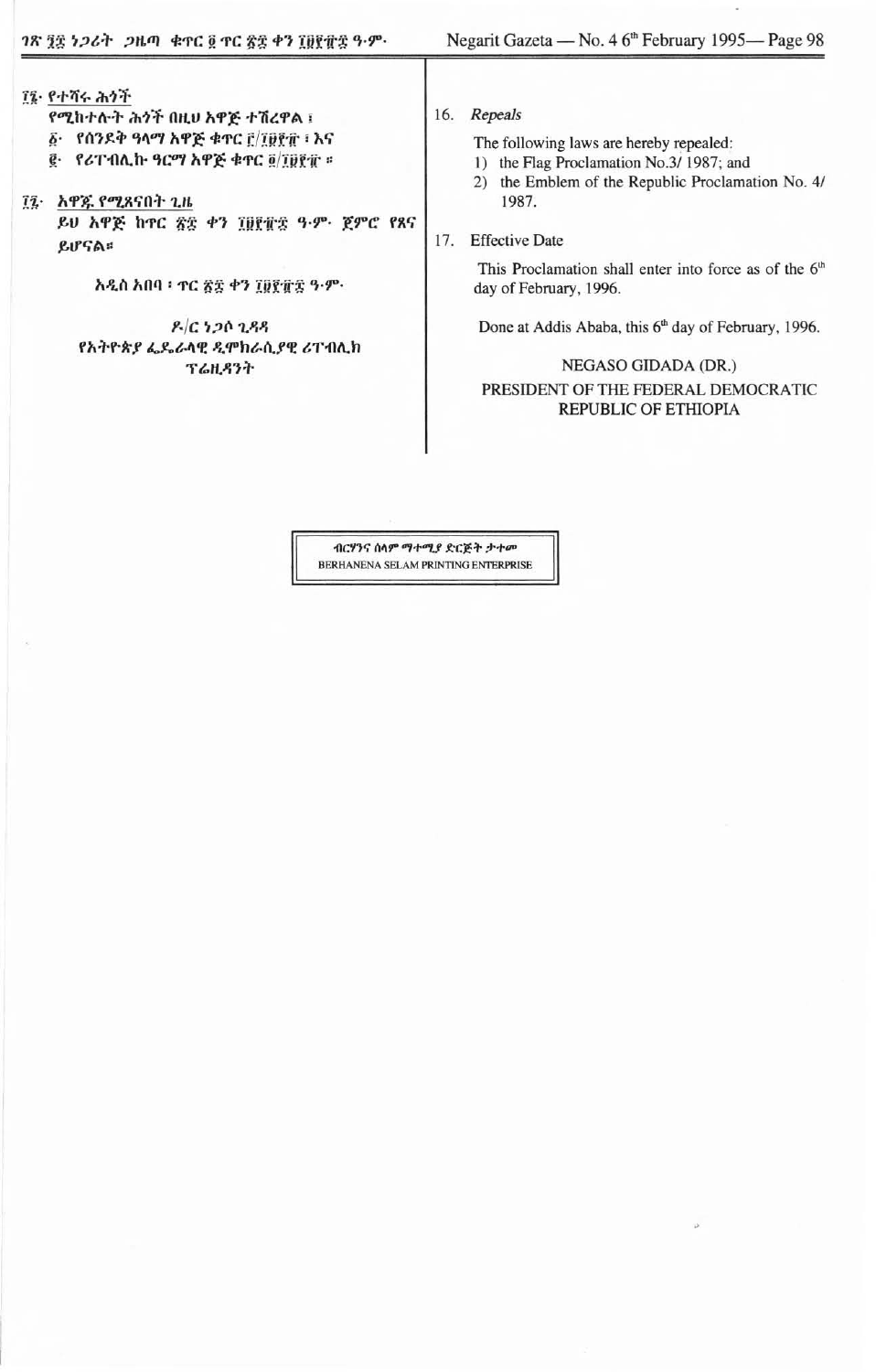፲፮· የተሻሩ ሕጎች

የሚከተሉት ሕጎች በዚህ አዋጅ ተሽረዋል ፤

፩· የሰንደቅ ዓላማ አዋጅ ቁጥር ፫/፲፱፻፹ ፤ እና

፪· የሪፐብሊኩ ዓርማ አዋጅ ቁጥር ፬/፲፱፻፹ ።

፲፯· አዋጁ የሚጸናበት ጊዜ

ይህ አዋጅ ከጥር ፳፰ ቀን ፲፱፻፹፰ ዓ·ም· ጀምሮ የጸና ይሆናል።

አዲስ አበባ ፣ ጥር ፳፰ ቀን ፲፱፻፹፰ ዓ·ም·

ዶ/ር ነጋሶ ጊዳዳ

የኢትዮጵያ ፌዴራላዊ ዲሞክራሲያዊ ሪፐብሊክ ፕሬዚዳንት

16. *Repeals*

The following laws are hereby repealed:

1) the Flag Proclamation No.3/ 1987; and
2) the Emblem of the Republic Proclamation No. 4/ 1987.

17. Effective Date

This Proclamation shall enter into force as of the 6th day of February, 1996.

Done at Addis Ababa, this 6th day of February, 1996.

NEGASO GIDADA (DR.)

PRESIDENT OF THE FEDERAL DEMOCRATIC REPUBLIC OF ETHIOPIA

ብርሃንና ሰላም ማተሚያ ድርጅት ታተመ

BERHANENA SELAM PRINTING ENTERPRISE